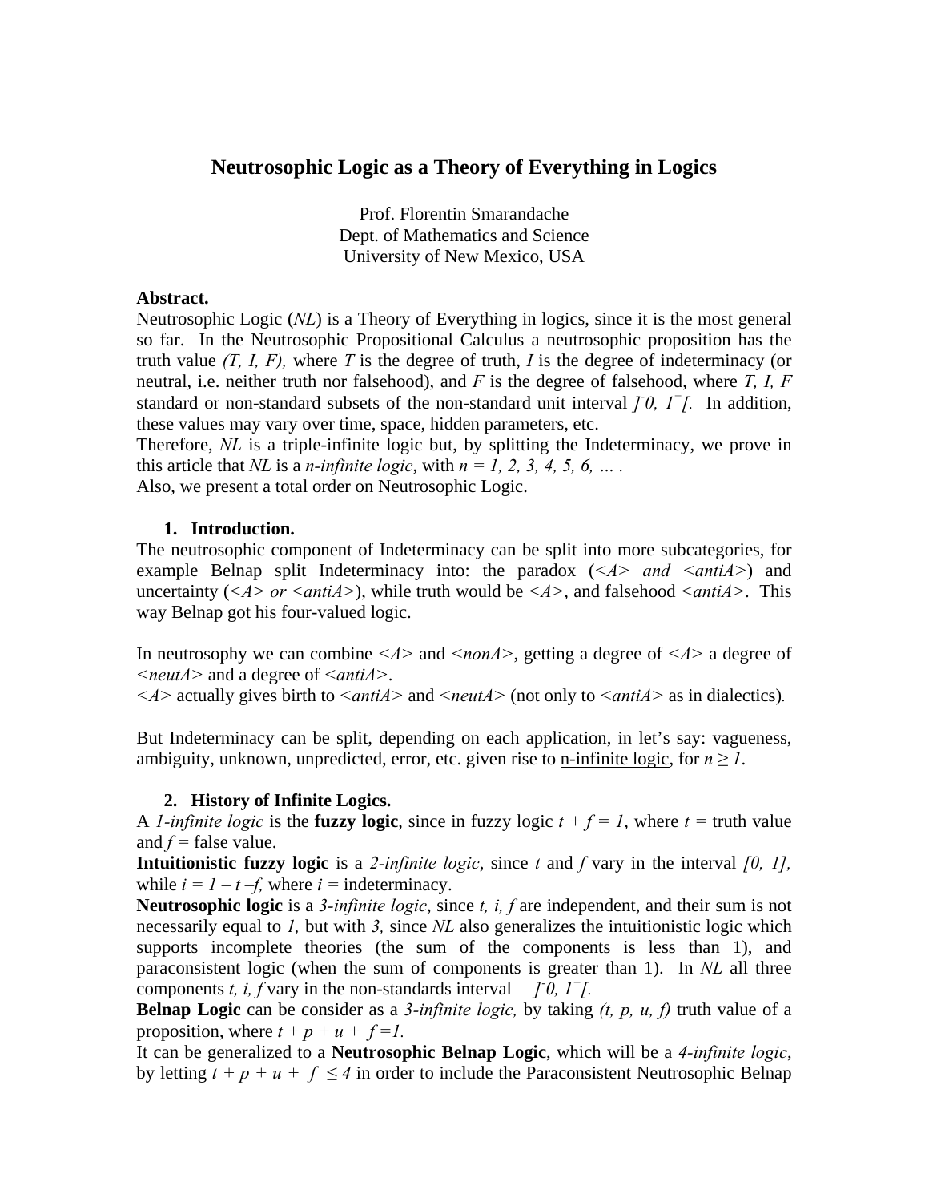# Neutrosophic Logic as a Theory of Everything in Logics

Prof. Florentin Smarandache
Dept. of Mathematics and Science
University of New Mexico, USA

**Abstract.**
Neutrosophic Logic (*NL*) is a Theory of Everything in logics, since it is the most general so far. In the Neutrosophic Propositional Calculus a neutrosophic proposition has the truth value *(T, I, F),* where *T* is the degree of truth, *I* is the degree of indeterminacy (or neutral, i.e. neither truth nor falsehood), and *F* is the degree of falsehood, where *T, I, F* standard or non-standard subsets of the non-standard unit interval $]^-0, 1^+[$. In addition, these values may vary over time, space, hidden parameters, etc.
Therefore, *NL* is a triple-infinite logic but, by splitting the Indeterminacy, we prove in this article that *NL* is a *n-infinite logic*, with $n = 1, 2, 3, 4, 5, 6, \ldots$ .
Also, we present a total order on Neutrosophic Logic.

## 1. Introduction.

The neutrosophic component of Indeterminacy can be split into more subcategories, for example Belnap split Indeterminacy into: the paradox (*<A> and <antiA>*) and uncertainty (*<A> or <antiA>*), while truth would be *<A>*, and falsehood *<antiA>*. This way Belnap got his four-valued logic.

In neutrosophy we can combine *<A>* and *<nonA>*, getting a degree of *<A>* a degree of *<neutA>* and a degree of *<antiA>*.
*<A>* actually gives birth to *<antiA>* and *<neutA>* (not only to *<antiA>* as in dialectics).

But Indeterminacy can be split, depending on each application, in let's say: vagueness, ambiguity, unknown, unpredicted, error, etc. given rise to n-infinite logic, for $n \geq 1$.

## 2. History of Infinite Logics.

A *1-infinite logic* is the **fuzzy logic**, since in fuzzy logic $t + f = 1$, where $t$ = truth value and $f$ = false value.
**Intuitionistic fuzzy logic** is a *2-infinite logic*, since $t$ and $f$ vary in the interval $[0, 1]$, while $i = 1 - t - f$, where $i$ = indeterminacy.
**Neutrosophic logic** is a *3-infinite logic*, since $t, i, f$ are independent, and their sum is not necessarily equal to *1,* but with *3,* since *NL* also generalizes the intuitionistic logic which supports incomplete theories (the sum of the components is less than 1), and paraconsistent logic (when the sum of components is greater than 1). In *NL* all three components $t, i, f$ vary in the non-standards interval $]^-0, 1^+[$.
**Belnap Logic** can be consider as a *3-infinite logic,* by taking $(t, p, u, f)$ truth value of a proposition, where $t + p + u + f = 1$.
It can be generalized to a **Neutrosophic Belnap Logic**, which will be a *4-infinite logic*, by letting $t + p + u + f \leq 4$ in order to include the Paraconsistent Neutrosophic Belnap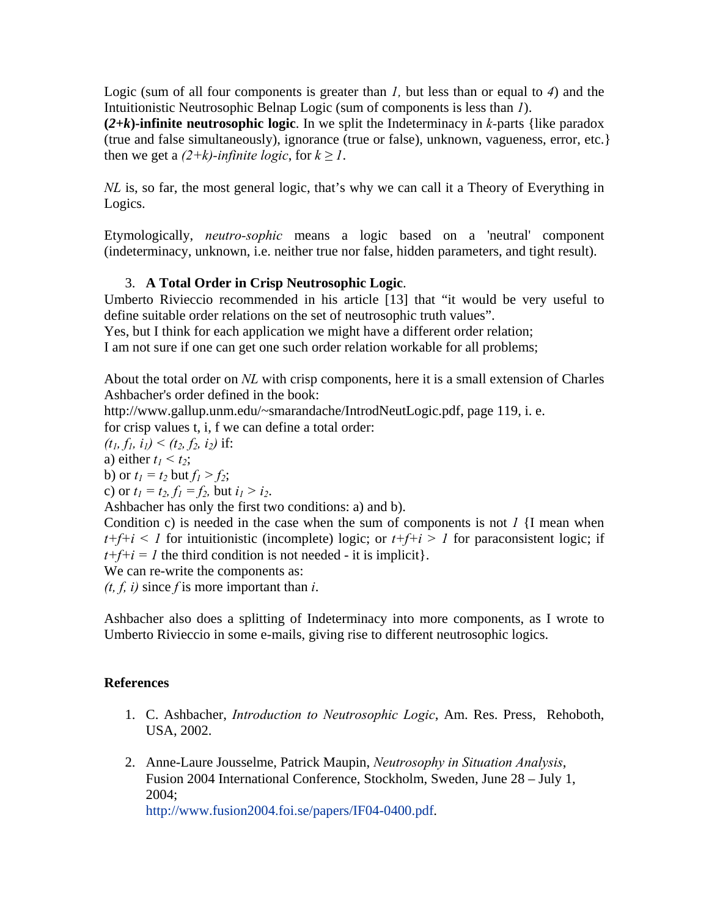Logic (sum of all four components is greater than *1,* but less than or equal to *4*) and the Intuitionistic Neutrosophic Belnap Logic (sum of components is less than *1*).

**(*2+k*)-infinite neutrosophic logic**. In we split the Indeterminacy in *k*-parts {like paradox (true and false simultaneously), ignorance (true or false), unknown, vagueness, error, etc.} then we get a *(2+k)-infinite logic*, for $k \geq 1$.

*NL* is, so far, the most general logic, that's why we can call it a Theory of Everything in Logics.

Etymologically, *neutro-sophic* means a logic based on a 'neutral' component (indeterminacy, unknown, i.e. neither true nor false, hidden parameters, and tight result).

## 3. A Total Order in Crisp Neutrosophic Logic.

Umberto Rivieccio recommended in his article [13] that "it would be very useful to define suitable order relations on the set of neutrosophic truth values".

Yes, but I think for each application we might have a different order relation;

I am not sure if one can get one such order relation workable for all problems;

About the total order on *NL* with crisp components, here it is a small extension of Charles Ashbacher's order defined in the book:

http://www.gallup.unm.edu/~smarandache/IntrodNeutLogic.pdf, page 119, i. e.

for crisp values t, i, f we can define a total order:

$(t_1, f_1, i_1) < (t_2, f_2, i_2)$ if:

a) either $t_1 < t_2$;

b) or $t_1 = t_2$ but $f_1 > f_2$;

c) or $t_1 = t_2$, $f_1 = f_2$, but $i_1 > i_2$.

Ashbacher has only the first two conditions: a) and b).

Condition c) is needed in the case when the sum of components is not *1* {I mean when $t+f+i < 1$ for intuitionistic (incomplete) logic; or $t+f+i > 1$ for paraconsistent logic; if $t+f+i = 1$ the third condition is not needed - it is implicit}.

We can re-write the components as:

$(t, f, i)$ since *f* is more important than *i*.

Ashbacher also does a splitting of Indeterminacy into more components, as I wrote to Umberto Rivieccio in some e-mails, giving rise to different neutrosophic logics.

## References

1. C. Ashbacher, *Introduction to Neutrosophic Logic*, Am. Res. Press, Rehoboth, USA, 2002.

2. Anne-Laure Jousselme, Patrick Maupin, *Neutrosophy in Situation Analysis*, Fusion 2004 International Conference, Stockholm, Sweden, June 28 – July 1, 2004;
http://www.fusion2004.foi.se/papers/IF04-0400.pdf.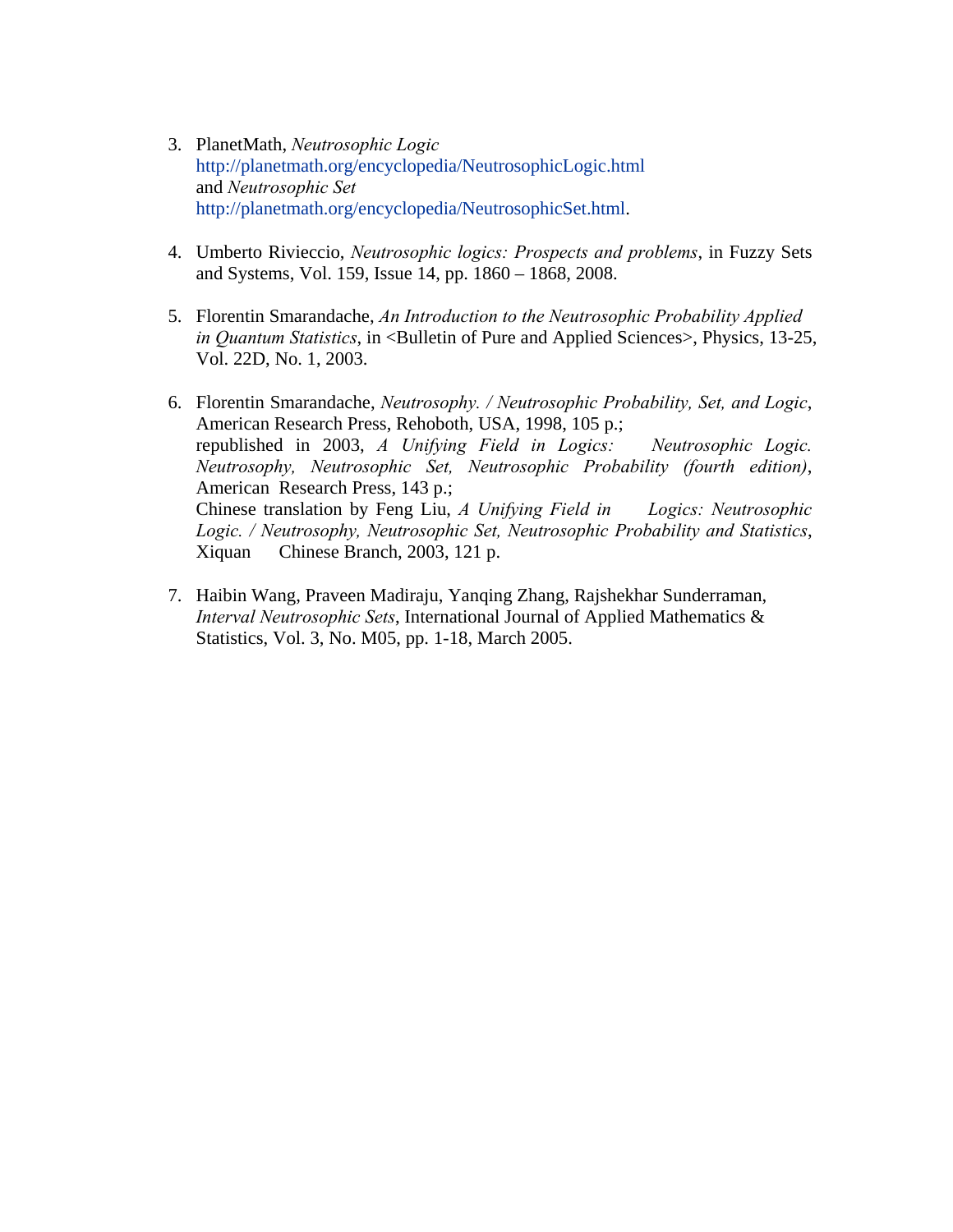3. PlanetMath, *Neutrosophic Logic*
   http://planetmath.org/encyclopedia/NeutrosophicLogic.html
   and *Neutrosophic Set*
   http://planetmath.org/encyclopedia/NeutrosophicSet.html.

4. Umberto Rivieccio, *Neutrosophic logics: Prospects and problems*, in Fuzzy Sets and Systems, Vol. 159, Issue 14, pp. 1860 – 1868, 2008.

5. Florentin Smarandache, *An Introduction to the Neutrosophic Probability Applied in Quantum Statistics*, in <Bulletin of Pure and Applied Sciences>, Physics, 13-25, Vol. 22D, No. 1, 2003.

6. Florentin Smarandache, *Neutrosophy. / Neutrosophic Probability, Set, and Logic*, American Research Press, Rehoboth, USA, 1998, 105 p.;
   republished in 2003, *A Unifying Field in Logics: Neutrosophic Logic. Neutrosophy, Neutrosophic Set, Neutrosophic Probability (fourth edition)*, American Research Press, 143 p.;
   Chinese translation by Feng Liu, *A Unifying Field in Logics: Neutrosophic Logic. / Neutrosophy, Neutrosophic Set, Neutrosophic Probability and Statistics*, Xiquan Chinese Branch, 2003, 121 p.

7. Haibin Wang, Praveen Madiraju, Yanqing Zhang, Rajshekhar Sunderraman, *Interval Neutrosophic Sets*, International Journal of Applied Mathematics & Statistics, Vol. 3, No. M05, pp. 1-18, March 2005.